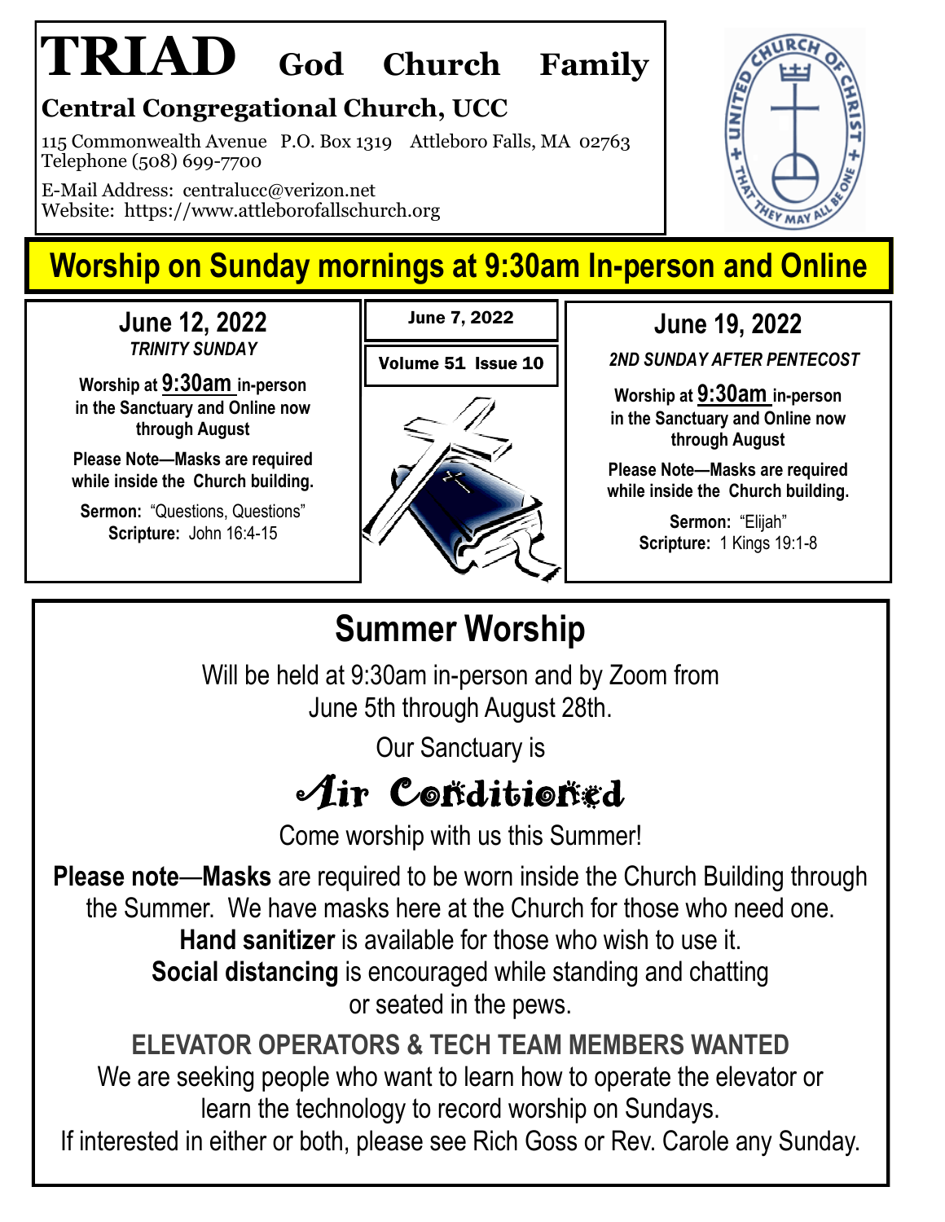# TRIAD God Church Family

## Central Congregational Church, UCC

115 Commonwealth Avenue P.O. Box 1319 Attleboro Falls, MA 02763
Telephone (508) 699-7700

E-Mail Address: centralucc@verizon.net
Website: https://www.attleborofallschurch.org

## Worship on Sunday mornings at 9:30am In-person and Online

June 7, 2022

Volume 51 Issue 10

### June 12, 2022

*TRINITY SUNDAY*

**Worship at 9:30am in-person in the Sanctuary and Online now through August**

**Please Note—Masks are required while inside the Church building.**

**Sermon:** "Questions, Questions"
**Scripture:** John 16:4-15

### June 19, 2022

*2ND SUNDAY AFTER PENTECOST*

**Worship at 9:30am in-person in the Sanctuary and Online now through August**

**Please Note—Masks are required while inside the Church building.**

**Sermon:** "Elijah"
**Scripture:** 1 Kings 19:1-8

## Summer Worship

Will be held at 9:30am in-person and by Zoom from June 5th through August 28th.

Our Sanctuary is

**Air Conditioned**

Come worship with us this Summer!

**Please note**—**Masks** are required to be worn inside the Church Building through the Summer. We have masks here at the Church for those who need one. **Hand sanitizer** is available for those who wish to use it. **Social distancing** is encouraged while standing and chatting or seated in the pews.

**ELEVATOR OPERATORS & TECH TEAM MEMBERS WANTED**

We are seeking people who want to learn how to operate the elevator or learn the technology to record worship on Sundays.
If interested in either or both, please see Rich Goss or Rev. Carole any Sunday.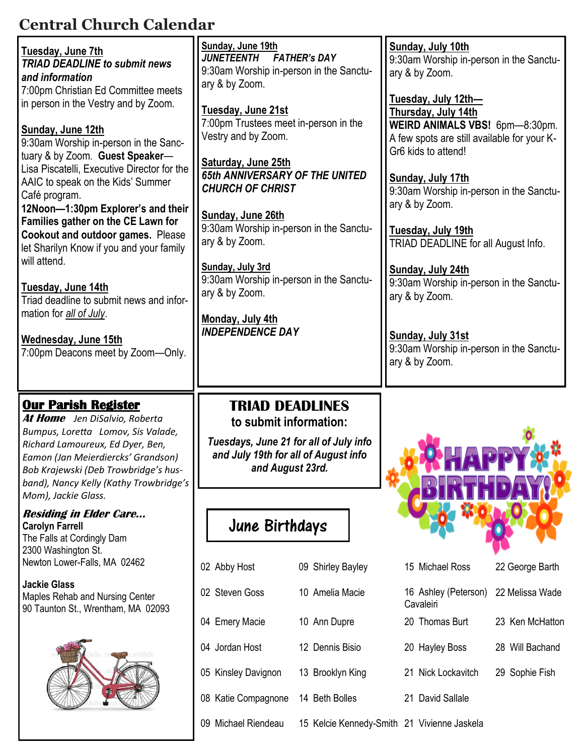# Central Church Calendar

**Tuesday, June 7th**
***TRIAD DEADLINE to submit news and information***
7:00pm Christian Ed Committee meets in person in the Vestry and by Zoom.

**Sunday, June 12th**
9:30am Worship in-person in the Sanctuary & by Zoom. **Guest Speaker**—Lisa Piscatelli, Executive Director for the AAIC to speak on the Kids' Summer Café program.
**12Noon—1:30pm Explorer's and their Families gather on the CE Lawn for Cookout and outdoor games.** Please let Sharilyn Know if you and your family will attend.

**Tuesday, June 14th**
Triad deadline to submit news and information for *all of July*.

**Wednesday, June 15th**
7:00pm Deacons meet by Zoom—Only.

**Sunday, June 19th**
***JUNETEENTH FATHER's DAY***
9:30am Worship in-person in the Sanctuary & by Zoom.

**Tuesday, June 21st**
7:00pm Trustees meet in-person in the Vestry and by Zoom.

**Saturday, June 25th**
***65th ANNIVERSARY OF THE UNITED CHURCH OF CHRIST***

**Sunday, June 26th**
9:30am Worship in-person in the Sanctuary & by Zoom.

**Sunday, July 3rd**
9:30am Worship in-person in the Sanctuary & by Zoom.

**Monday, July 4th**
***INDEPENDENCE DAY***

**Sunday, July 10th**
9:30am Worship in-person in the Sanctuary & by Zoom.

**Tuesday, July 12th—Thursday, July 14th**
**WEIRD ANIMALS VBS!** 6pm—8:30pm. A few spots are still available for your K-Gr6 kids to attend!

**Sunday, July 17th**
9:30am Worship in-person in the Sanctuary & by Zoom.

**Tuesday, July 19th**
TRIAD DEADLINE for all August Info.

**Sunday, July 24th**
9:30am Worship in-person in the Sanctuary & by Zoom.

**Sunday, July 31st**
9:30am Worship in-person in the Sanctuary & by Zoom.

## Our Parish Register

***At Home*** *Jen DiSalvio, Roberta Bumpus, Loretta Lomov, Sis Valade, Richard Lamoureux, Ed Dyer, Ben, Eamon (Jan Meierdiercks' Grandson) Bob Krajewski (Deb Trowbridge's husband), Nancy Kelly (Kathy Trowbridge's Mom), Jackie Glass.*

***Residing in Elder Care...***

**Carolyn Farrell**
The Falls at Cordingly Dam
2300 Washington St.
Newton Lower-Falls, MA 02462

**Jackie Glass**
Maples Rehab and Nursing Center
90 Taunton St., Wrentham, MA 02093

## TRIAD DEADLINES
### to submit information:

***Tuesdays, June 21 for all of July info and July 19th for all of August info and August 23rd.***

## June Birthdays

HAPPY BIRTHDAY!

| | | | |
|---|---|---|---|
| 02 Abby Host | 09 Shirley Bayley | 15 Michael Ross | 22 George Barth |
| 02 Steven Goss | 10 Amelia Macie | 16 Ashley (Peterson) Cavaleiri | 22 Melissa Wade |
| 04 Emery Macie | 10 Ann Dupre | 20 Thomas Burt | 23 Ken McHatton |
| 04 Jordan Host | 12 Dennis Bisio | 20 Hayley Boss | 28 Will Bachand |
| 05 Kinsley Davignon | 13 Brooklyn King | 21 Nick Lockavitch | 29 Sophie Fish |
| 08 Katie Compagnone | 14 Beth Bolles | 21 David Sallale | |
| 09 Michael Riendeau | 15 Kelcie Kennedy-Smith | 21 Vivienne Jaskela | |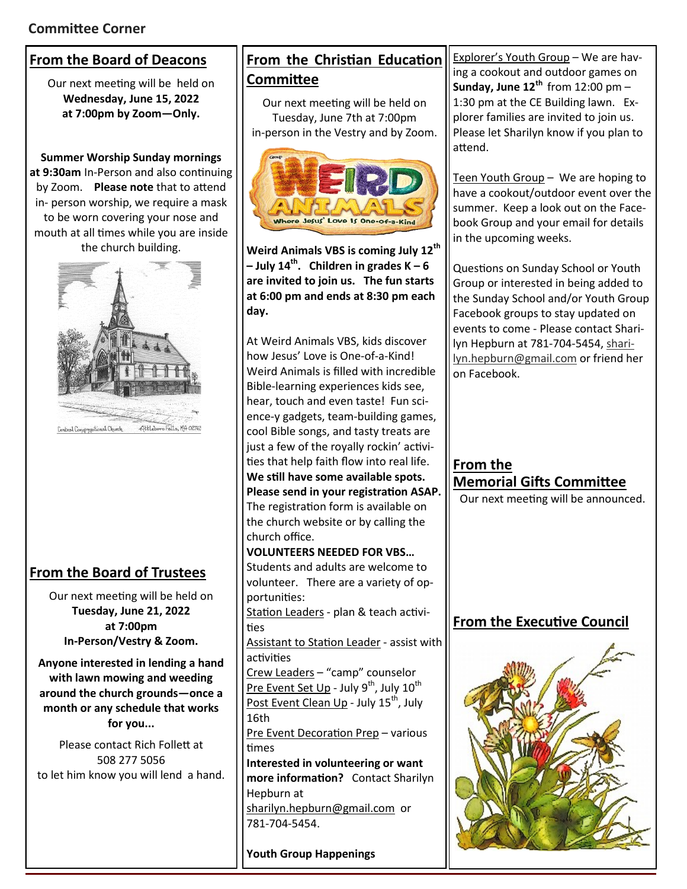# Committee Corner

## From the Board of Deacons

Our next meeting will be held on **Wednesday, June 15, 2022 at 7:00pm by Zoom—Only.**

**Summer Worship Sunday mornings at 9:30am** In-Person and also continuing by Zoom. **Please note** that to attend in- person worship, we require a mask to be worn covering your nose and mouth at all times while you are inside the church building.

Central Congregational Church Attleboro Falls, MA 02763

## From the Board of Trustees

Our next meeting will be held on **Tuesday, June 21, 2022 at 7:00pm In-Person/Vestry & Zoom.**

**Anyone interested in lending a hand with lawn mowing and weeding around the church grounds—once a month or any schedule that works for you...**

Please contact Rich Follett at 508 277 5056 to let him know you will lend a hand.

## From the Christian Education Committee

Our next meeting will be held on Tuesday, June 7th at 7:00pm in-person in the Vestry and by Zoom.

**Weird Animals VBS is coming July 12th – July 14th. Children in grades K – 6 are invited to join us. The fun starts at 6:00 pm and ends at 8:30 pm each day.**

At Weird Animals VBS, kids discover how Jesus' Love is One-of-a-Kind! Weird Animals is filled with incredible Bible-learning experiences kids see, hear, touch and even taste! Fun science-y gadgets, team-building games, cool Bible songs, and tasty treats are just a few of the royally rockin' activities that help faith flow into real life. **We still have some available spots. Please send in your registration ASAP.** The registration form is available on the church website or by calling the church office.

**VOLUNTEERS NEEDED FOR VBS…**
Students and adults are welcome to volunteer. There are a variety of opportunities:

Station Leaders - plan & teach activities
Assistant to Station Leader - assist with activities
Crew Leaders – "camp" counselor
Pre Event Set Up - July 9th, July 10th
Post Event Clean Up - July 15th, July 16th
Pre Event Decoration Prep – various times

**Interested in volunteering or want more information?** Contact Sharilyn Hepburn at sharilyn.hepburn@gmail.com or 781-704-5454.

**Youth Group Happenings**

Explorer's Youth Group – We are having a cookout and outdoor games on **Sunday, June 12th** from 12:00 pm – 1:30 pm at the CE Building lawn. Explorer families are invited to join us. Please let Sharilyn know if you plan to attend.

Teen Youth Group – We are hoping to have a cookout/outdoor event over the summer. Keep a look out on the Facebook Group and your email for details in the upcoming weeks.

Questions on Sunday School or Youth Group or interested in being added to the Sunday School and/or Youth Group Facebook groups to stay updated on events to come - Please contact Sharilyn Hepburn at 781-704-5454, sharilyn.hepburn@gmail.com or friend her on Facebook.

## From the Memorial Gifts Committee

Our next meeting will be announced.

## From the Executive Council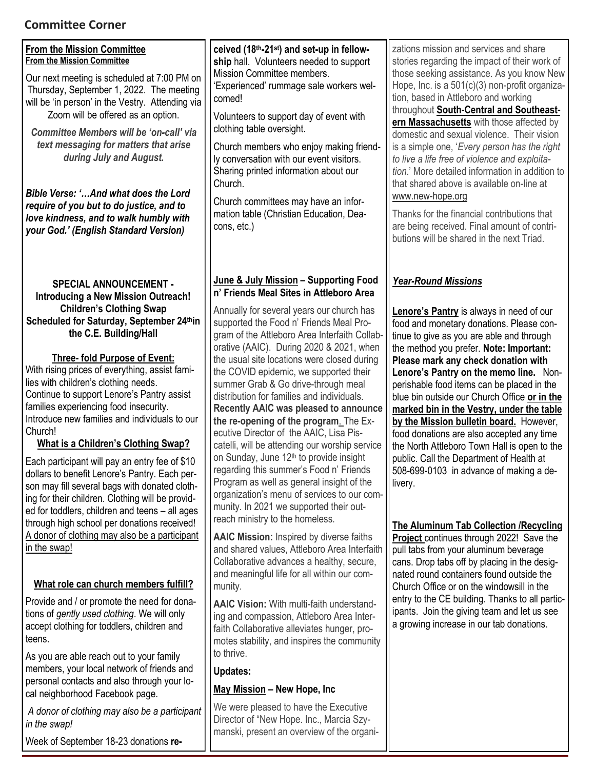## Committee Corner

**From the Mission Committee**
**From the Mission Committee**

Our next meeting is scheduled at 7:00 PM on Thursday, September 1, 2022. The meeting will be 'in person' in the Vestry. Attending via Zoom will be offered as an option.

***Committee Members will be 'on-call' via text messaging for matters that arise during July and August.***

***Bible Verse: '…And what does the Lord require of you but to do justice, and to love kindness, and to walk humbly with your God.' (English Standard Version)***

**SPECIAL ANNOUNCEMENT - Introducing a New Mission Outreach!**
**Children's Clothing Swap**
**Scheduled for Saturday, September 24th in the C.E. Building/Hall**

**Three- fold Purpose of Event:**

With rising prices of everything, assist families with children's clothing needs.
Continue to support Lenore's Pantry assist families experiencing food insecurity.
Introduce new families and individuals to our Church!

**What is a Children's Clothing Swap?**

Each participant will pay an entry fee of $10 dollars to benefit Lenore's Pantry. Each person may fill several bags with donated clothing for their children. Clothing will be provided for toddlers, children and teens – all ages through high school per donations received! A donor of clothing may also be a participant in the swap!

**What role can church members fulfill?**

Provide and / or promote the need for donations of *gently used clothing*. We will only accept clothing for toddlers, children and teens.

As you are able reach out to your family members, your local network of friends and personal contacts and also through your local neighborhood Facebook page.

*A donor of clothing may also be a participant in the swap!*

Week of September 18-23 donations **received (18th-21st) and set-up in fellowship** hall. Volunteers needed to support Mission Committee members. 'Experienced' rummage sale workers welcomed!

Volunteers to support day of event with clothing table oversight.

Church members who enjoy making friendly conversation with our event visitors. Sharing printed information about our Church.

Church committees may have an information table (Christian Education, Deacons, etc.)

**June & July Mission – Supporting Food n' Friends Meal Sites in Attleboro Area**

Annually for several years our church has supported the Food n' Friends Meal Program of the Attleboro Area Interfaith Collaborative (AAIC). During 2020 & 2021, when the usual site locations were closed during the COVID epidemic, we supported their summer Grab & Go drive-through meal distribution for families and individuals. **Recently AAIC was pleased to announce the re-opening of the program.** The Executive Director of the AAIC, Lisa Piscatelli, will be attending our worship service on Sunday, June 12th to provide insight regarding this summer's Food n' Friends Program as well as general insight of the organization's menu of services to our community. In 2021 we supported their outreach ministry to the homeless.

**AAIC Mission:** Inspired by diverse faiths and shared values, Attleboro Area Interfaith Collaborative advances a healthy, secure, and meaningful life for all within our community.

**AAIC Vision:** With multi-faith understanding and compassion, Attleboro Area Interfaith Collaborative alleviates hunger, promotes stability, and inspires the community to thrive.

**Updates:**

**May Mission – New Hope, Inc**

We were pleased to have the Executive Director of "New Hope. Inc., Marcia Szymanski, present an overview of the organizations mission and services and share stories regarding the impact of their work of those seeking assistance. As you know New Hope, Inc. is a 501(c)(3) non-profit organization, based in Attleboro and working throughout **South-Central and Southeastern Massachusetts** with those affected by domestic and sexual violence. Their vision is a simple one, '*Every person has the right to live a life free of violence and exploitation*.' More detailed information in addition to that shared above is available on-line at www.new-hope.org

Thanks for the financial contributions that are being received. Final amount of contributions will be shared in the next Triad.

***Year-Round Missions***

**Lenore's Pantry** is always in need of our food and monetary donations. Please continue to give as you are able and through the method you prefer. **Note: Important: Please mark any check donation with Lenore's Pantry on the memo line.** Non-perishable food items can be placed in the blue bin outside our Church Office **or in the marked bin in the Vestry, under the table by the Mission bulletin board.** However, food donations are also accepted any time the North Attleboro Town Hall is open to the public. Call the Department of Health at 508-699-0103 in advance of making a delivery.

**The Aluminum Tab Collection /Recycling Project** continues through 2022! Save the pull tabs from your aluminum beverage cans. Drop tabs off by placing in the designated round containers found outside the Church Office or on the windowsill in the entry to the CE building. Thanks to all participants. Join the giving team and let us see a growing increase in our tab donations.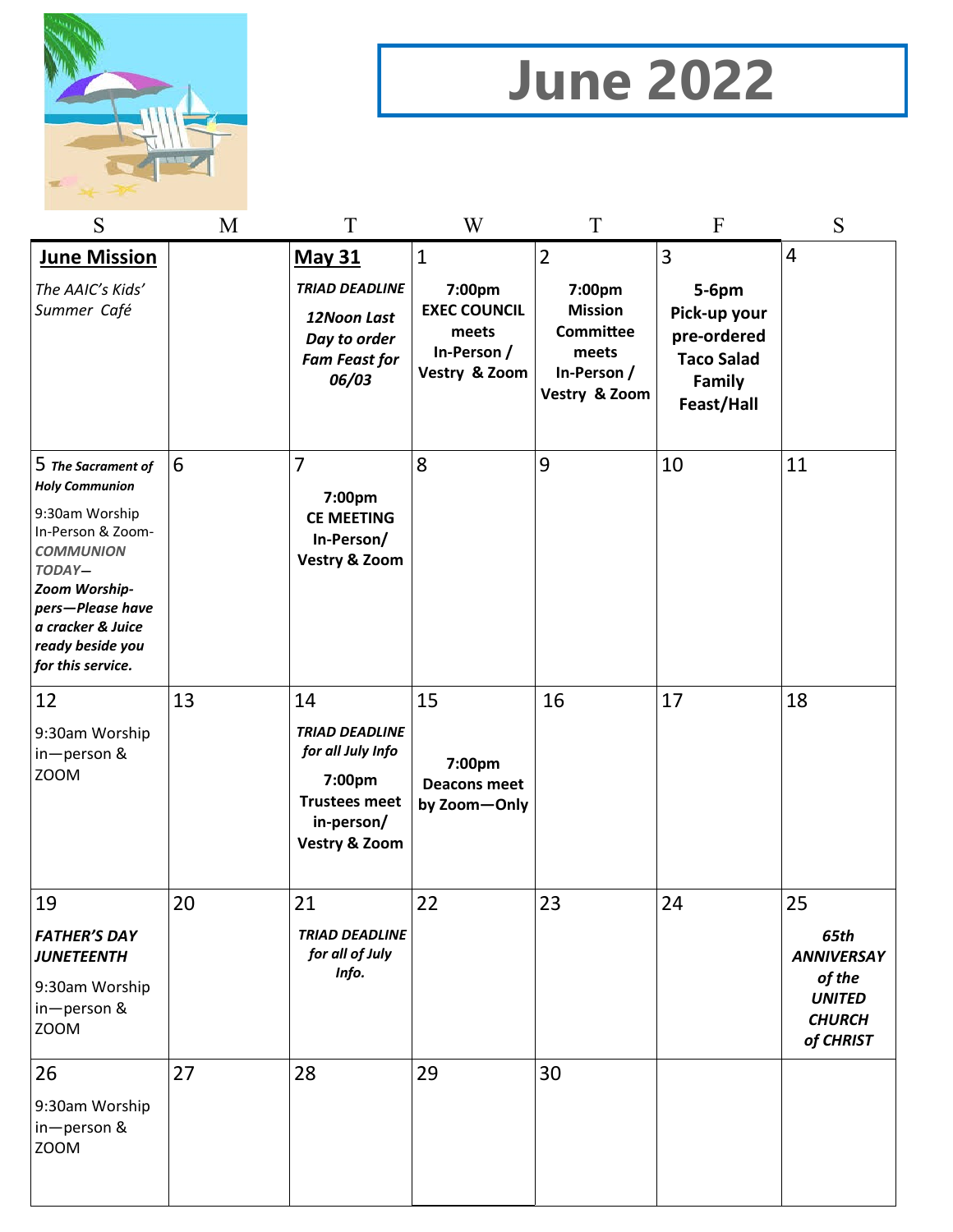# June 2022

| S | M | T | W | T | F | S |
|---|---|---|---|---|---|---|
| **June Mission** *The AAIC's Kids' Summer Café* | | **May 31** ***TRIAD DEADLINE*** ***12Noon Last Day to order Fam Feast for 06/03*** | 1 **7:00pm EXEC COUNCIL meets In-Person / Vestry & Zoom** | 2 **7:00pm Mission Committee meets In-Person / Vestry & Zoom** | 3 **5-6pm Pick-up your pre-ordered Taco Salad Family Feast/Hall** | 4 |
| 5 ***The Sacrament of Holy Communion*** 9:30am Worship In-Person & Zoom- ***COMMUNION TODAY— Zoom Worship-pers—Please have a cracker & Juice ready beside you for this service.*** | 6 | 7 **7:00pm CE MEETING In-Person/ Vestry & Zoom** | 8 | 9 | 10 | 11 |
| 12 9:30am Worship in—person & ZOOM | 13 | 14 ***TRIAD DEADLINE for all July Info*** **7:00pm Trustees meet in-person/ Vestry & Zoom** | 15 **7:00pm Deacons meet by Zoom—Only** | 16 | 17 | 18 |
| 19 ***FATHER'S DAY JUNETEENTH*** 9:30am Worship in—person & ZOOM | 20 | 21 ***TRIAD DEADLINE for all of July Info.*** | 22 | 23 | 24 | 25 ***65th ANNIVERSAY of the UNITED CHURCH of CHRIST*** |
| 26 9:30am Worship in—person & ZOOM | 27 | 28 | 29 | 30 | | |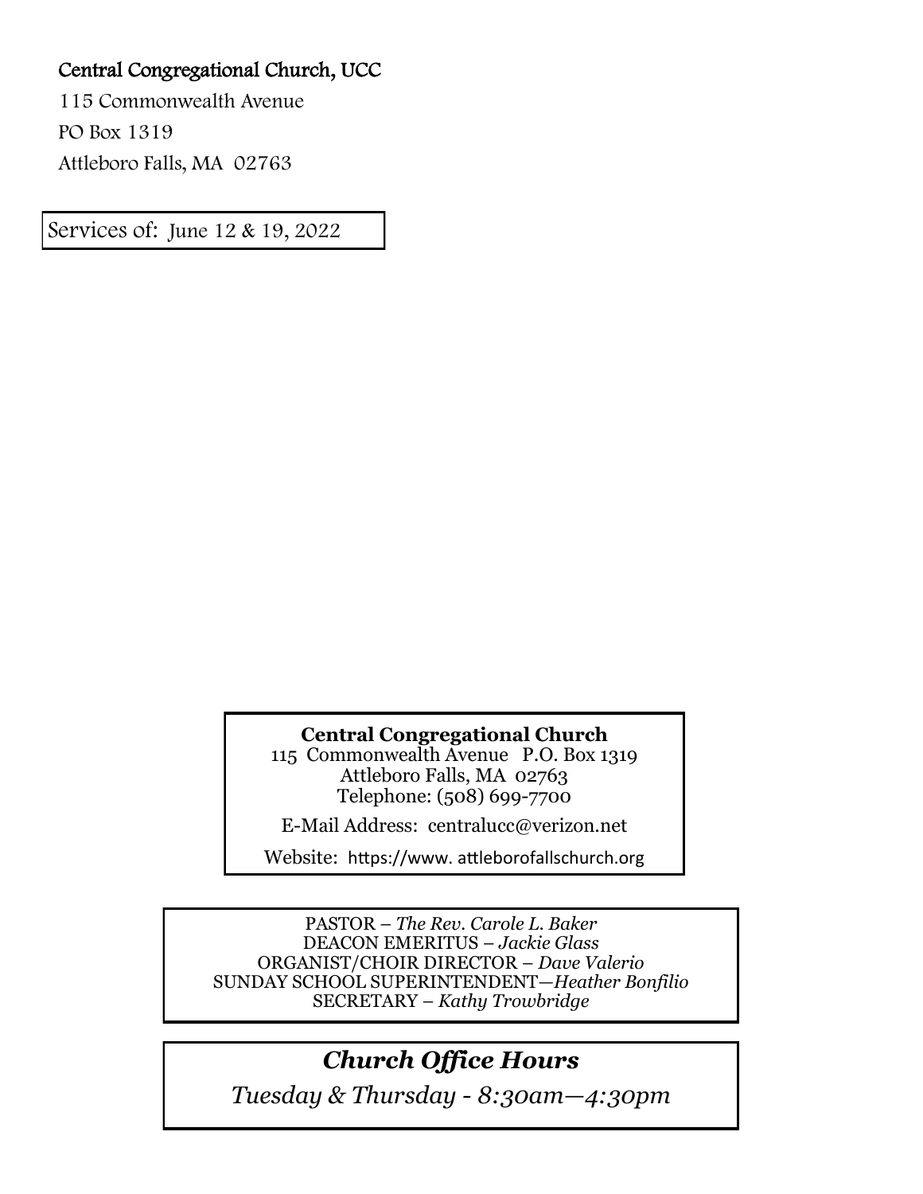Central Congregational Church, UCC

115 Commonwealth Avenue

PO Box 1319

Attleboro Falls, MA 02763

Services of: June 12 & 19, 2022

**Central Congregational Church**

115 Commonwealth Avenue P.O. Box 1319

Attleboro Falls, MA 02763

Telephone: (508) 699-7700

E-Mail Address: centralucc@verizon.net

Website: https://www. attleborofallschurch.org

PASTOR – *The Rev. Carole L. Baker*

DEACON EMERITUS – *Jackie Glass*

ORGANIST/CHOIR DIRECTOR – *Dave Valerio*

SUNDAY SCHOOL SUPERINTENDENT—*Heather Bonfilio*

SECRETARY – *Kathy Trowbridge*

## *Church Office Hours*

*Tuesday & Thursday - 8:30am—4:30pm*